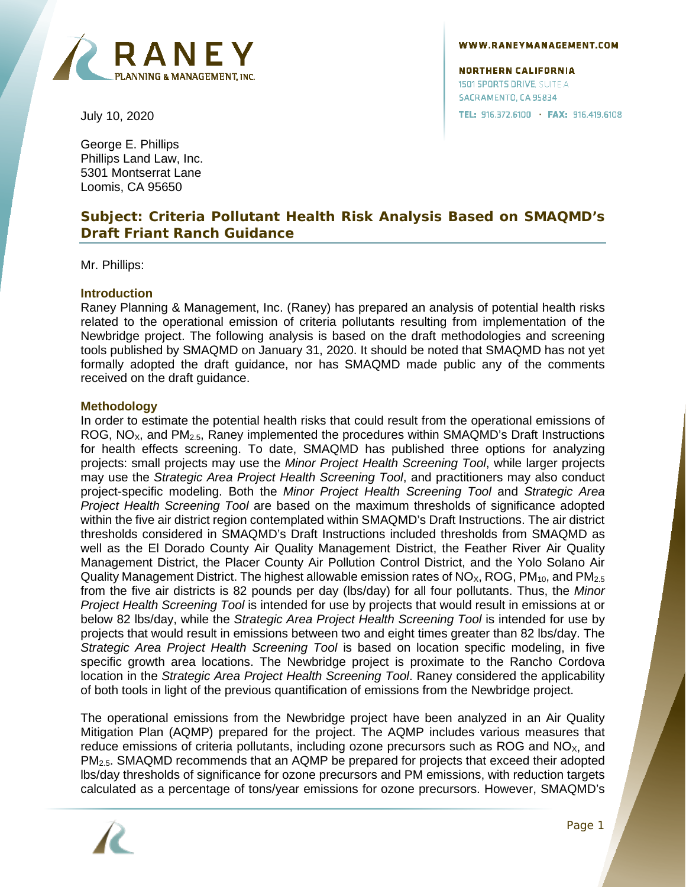WWW.RANEYMANAGEMENT.COM

NORTHERN CALIFORNIA
1501 SPORTS DRIVE, SUITE A
SACRAMENTO, CA 95834
TEL: 916.372.6100 · FAX: 916.419.6108

July 10, 2020

George E. Phillips
Phillips Land Law, Inc.
5301 Montserrat Lane
Loomis, CA 95650

## Subject: Criteria Pollutant Health Risk Analysis Based on SMAQMD's Draft Friant Ranch Guidance

Mr. Phillips:

### Introduction

Raney Planning & Management, Inc. (Raney) has prepared an analysis of potential health risks related to the operational emission of criteria pollutants resulting from implementation of the Newbridge project. The following analysis is based on the draft methodologies and screening tools published by SMAQMD on January 31, 2020. It should be noted that SMAQMD has not yet formally adopted the draft guidance, nor has SMAQMD made public any of the comments received on the draft guidance.

### Methodology

In order to estimate the potential health risks that could result from the operational emissions of ROG, $NO_X$, and $PM_{2.5}$, Raney implemented the procedures within SMAQMD's Draft Instructions for health effects screening. To date, SMAQMD has published three options for analyzing projects: small projects may use the *Minor Project Health Screening Tool*, while larger projects may use the *Strategic Area Project Health Screening Tool*, and practitioners may also conduct project-specific modeling. Both the *Minor Project Health Screening Tool* and *Strategic Area Project Health Screening Tool* are based on the maximum thresholds of significance adopted within the five air district region contemplated within SMAQMD's Draft Instructions. The air district thresholds considered in SMAQMD's Draft Instructions included thresholds from SMAQMD as well as the El Dorado County Air Quality Management District, the Feather River Air Quality Management District, the Placer County Air Pollution Control District, and the Yolo Solano Air Quality Management District. The highest allowable emission rates of $NO_X$, ROG, $PM_{10}$, and $PM_{2.5}$ from the five air districts is 82 pounds per day (lbs/day) for all four pollutants. Thus, the *Minor Project Health Screening Tool* is intended for use by projects that would result in emissions at or below 82 lbs/day, while the *Strategic Area Project Health Screening Tool* is intended for use by projects that would result in emissions between two and eight times greater than 82 lbs/day. The *Strategic Area Project Health Screening Tool* is based on location specific modeling, in five specific growth area locations. The Newbridge project is proximate to the Rancho Cordova location in the *Strategic Area Project Health Screening Tool*. Raney considered the applicability of both tools in light of the previous quantification of emissions from the Newbridge project.

The operational emissions from the Newbridge project have been analyzed in an Air Quality Mitigation Plan (AQMP) prepared for the project. The AQMP includes various measures that reduce emissions of criteria pollutants, including ozone precursors such as ROG and $NO_X$, and $PM_{2.5}$. SMAQMD recommends that an AQMP be prepared for projects that exceed their adopted lbs/day thresholds of significance for ozone precursors and PM emissions, with reduction targets calculated as a percentage of tons/year emissions for ozone precursors. However, SMAQMD's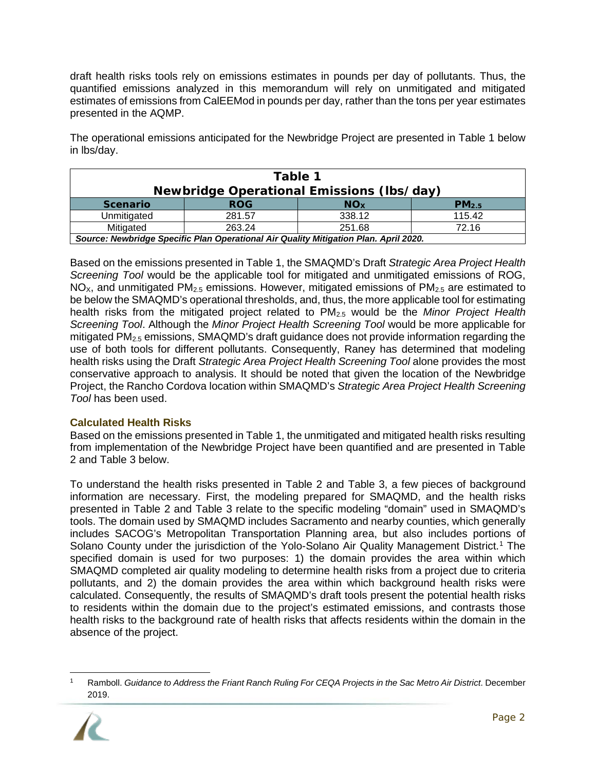draft health risks tools rely on emissions estimates in pounds per day of pollutants. Thus, the quantified emissions analyzed in this memorandum will rely on unmitigated and mitigated estimates of emissions from CalEEMod in pounds per day, rather than the tons per year estimates presented in the AQMP.

The operational emissions anticipated for the Newbridge Project are presented in Table 1 below in lbs/day.

**Table 1**
**Newbridge Operational Emissions (lbs/day)**

| Scenario | ROG | $NO_X$ | $PM_{2.5}$ |
|---|---|---|---|
| Unmitigated | 281.57 | 338.12 | 115.42 |
| Mitigated | 263.24 | 251.68 | 72.16 |

***Source: Newbridge Specific Plan Operational Air Quality Mitigation Plan. April 2020.***

Based on the emissions presented in Table 1, the SMAQMD's Draft *Strategic Area Project Health Screening Tool* would be the applicable tool for mitigated and unmitigated emissions of ROG, $NO_X$, and unmitigated $PM_{2.5}$ emissions. However, mitigated emissions of $PM_{2.5}$ are estimated to be below the SMAQMD's operational thresholds, and, thus, the more applicable tool for estimating health risks from the mitigated project related to $PM_{2.5}$ would be the *Minor Project Health Screening Tool*. Although the *Minor Project Health Screening Tool* would be more applicable for mitigated $PM_{2.5}$ emissions, SMAQMD's draft guidance does not provide information regarding the use of both tools for different pollutants. Consequently, Raney has determined that modeling health risks using the Draft *Strategic Area Project Health Screening Tool* alone provides the most conservative approach to analysis. It should be noted that given the location of the Newbridge Project, the Rancho Cordova location within SMAQMD's *Strategic Area Project Health Screening Tool* has been used.

### Calculated Health Risks

Based on the emissions presented in Table 1, the unmitigated and mitigated health risks resulting from implementation of the Newbridge Project have been quantified and are presented in Table 2 and Table 3 below.

To understand the health risks presented in Table 2 and Table 3, a few pieces of background information are necessary. First, the modeling prepared for SMAQMD, and the health risks presented in Table 2 and Table 3 relate to the specific modeling "domain" used in SMAQMD's tools. The domain used by SMAQMD includes Sacramento and nearby counties, which generally includes SACOG's Metropolitan Transportation Planning area, but also includes portions of Solano County under the jurisdiction of the Yolo-Solano Air Quality Management District.[1] The specified domain is used for two purposes: 1) the domain provides the area within which SMAQMD completed air quality modeling to determine health risks from a project due to criteria pollutants, and 2) the domain provides the area within which background health risks were calculated. Consequently, the results of SMAQMD's draft tools present the potential health risks to residents within the domain due to the project's estimated emissions, and contrasts those health risks to the background rate of health risks that affects residents within the domain in the absence of the project.

[1] Ramboll. *Guidance to Address the Friant Ranch Ruling For CEQA Projects in the Sac Metro Air District*. December 2019.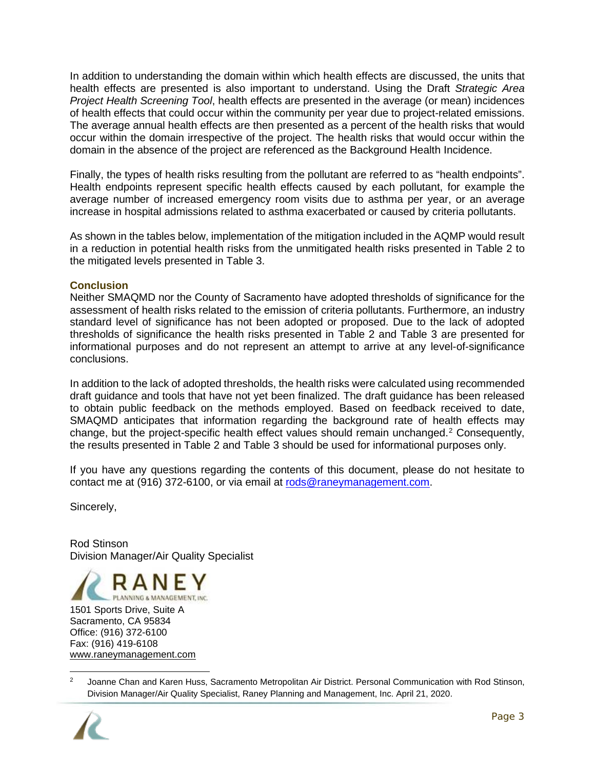In addition to understanding the domain within which health effects are discussed, the units that health effects are presented is also important to understand. Using the Draft *Strategic Area Project Health Screening Tool*, health effects are presented in the average (or mean) incidences of health effects that could occur within the community per year due to project-related emissions. The average annual health effects are then presented as a percent of the health risks that would occur within the domain irrespective of the project. The health risks that would occur within the domain in the absence of the project are referenced as the Background Health Incidence.

Finally, the types of health risks resulting from the pollutant are referred to as "health endpoints". Health endpoints represent specific health effects caused by each pollutant, for example the average number of increased emergency room visits due to asthma per year, or an average increase in hospital admissions related to asthma exacerbated or caused by criteria pollutants.

As shown in the tables below, implementation of the mitigation included in the AQMP would result in a reduction in potential health risks from the unmitigated health risks presented in Table 2 to the mitigated levels presented in Table 3.

### Conclusion

Neither SMAQMD nor the County of Sacramento have adopted thresholds of significance for the assessment of health risks related to the emission of criteria pollutants. Furthermore, an industry standard level of significance has not been adopted or proposed. Due to the lack of adopted thresholds of significance the health risks presented in Table 2 and Table 3 are presented for informational purposes and do not represent an attempt to arrive at any level-of-significance conclusions.

In addition to the lack of adopted thresholds, the health risks were calculated using recommended draft guidance and tools that have not yet been finalized. The draft guidance has been released to obtain public feedback on the methods employed. Based on feedback received to date, SMAQMD anticipates that information regarding the background rate of health effects may change, but the project-specific health effect values should remain unchanged.[2] Consequently, the results presented in Table 2 and Table 3 should be used for informational purposes only.

If you have any questions regarding the contents of this document, please do not hesitate to contact me at (916) 372-6100, or via email at rods@raneymanagement.com.

Sincerely,

Rod Stinson
Division Manager/Air Quality Specialist

RANEY PLANNING & MANAGEMENT, INC.
1501 Sports Drive, Suite A
Sacramento, CA 95834
Office: (916) 372-6100
Fax: (916) 419-6108
www.raneymanagement.com

[2] Joanne Chan and Karen Huss, Sacramento Metropolitan Air District. Personal Communication with Rod Stinson, Division Manager/Air Quality Specialist, Raney Planning and Management, Inc. April 21, 2020.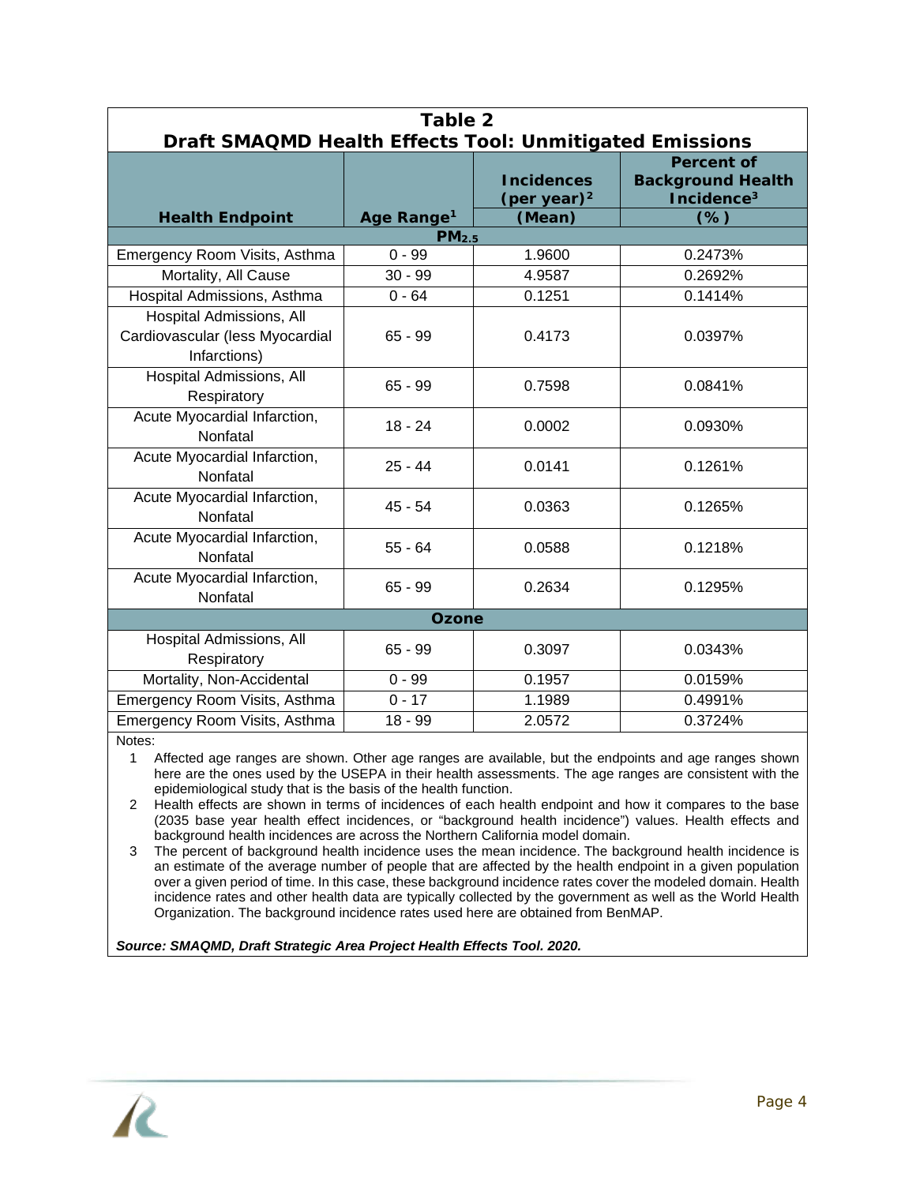**Table 2**
**Draft SMAQMD Health Effects Tool: Unmitigated Emissions**

| Health Endpoint | Age Range[1] | Incidences (per year)[2] (Mean) | Percent of Background Health Incidence[3] (%) |
|---|---|---|---|
| **$PM_{2.5}$** | | | |
| Emergency Room Visits, Asthma | 0 - 99 | 1.9600 | 0.2473% |
| Mortality, All Cause | 30 - 99 | 4.9587 | 0.2692% |
| Hospital Admissions, Asthma | 0 - 64 | 0.1251 | 0.1414% |
| Hospital Admissions, All Cardiovascular (less Myocardial Infarctions) | 65 - 99 | 0.4173 | 0.0397% |
| Hospital Admissions, All Respiratory | 65 - 99 | 0.7598 | 0.0841% |
| Acute Myocardial Infarction, Nonfatal | 18 - 24 | 0.0002 | 0.0930% |
| Acute Myocardial Infarction, Nonfatal | 25 - 44 | 0.0141 | 0.1261% |
| Acute Myocardial Infarction, Nonfatal | 45 - 54 | 0.0363 | 0.1265% |
| Acute Myocardial Infarction, Nonfatal | 55 - 64 | 0.0588 | 0.1218% |
| Acute Myocardial Infarction, Nonfatal | 65 - 99 | 0.2634 | 0.1295% |
| **Ozone** | | | |
| Hospital Admissions, All Respiratory | 65 - 99 | 0.3097 | 0.0343% |
| Mortality, Non-Accidental | 0 - 99 | 0.1957 | 0.0159% |
| Emergency Room Visits, Asthma | 0 - 17 | 1.1989 | 0.4991% |
| Emergency Room Visits, Asthma | 18 - 99 | 2.0572 | 0.3724% |

Notes:

1. Affected age ranges are shown. Other age ranges are available, but the endpoints and age ranges shown here are the ones used by the USEPA in their health assessments. The age ranges are consistent with the epidemiological study that is the basis of the health function.
2. Health effects are shown in terms of incidences of each health endpoint and how it compares to the base (2035 base year health effect incidences, or "background health incidence") values. Health effects and background health incidences are across the Northern California model domain.
3. The percent of background health incidence uses the mean incidence. The background health incidence is an estimate of the average number of people that are affected by the health endpoint in a given population over a given period of time. In this case, these background incidence rates cover the modeled domain. Health incidence rates and other health data are typically collected by the government as well as the World Health Organization. The background incidence rates used here are obtained from BenMAP.

***Source: SMAQMD, Draft Strategic Area Project Health Effects Tool. 2020.***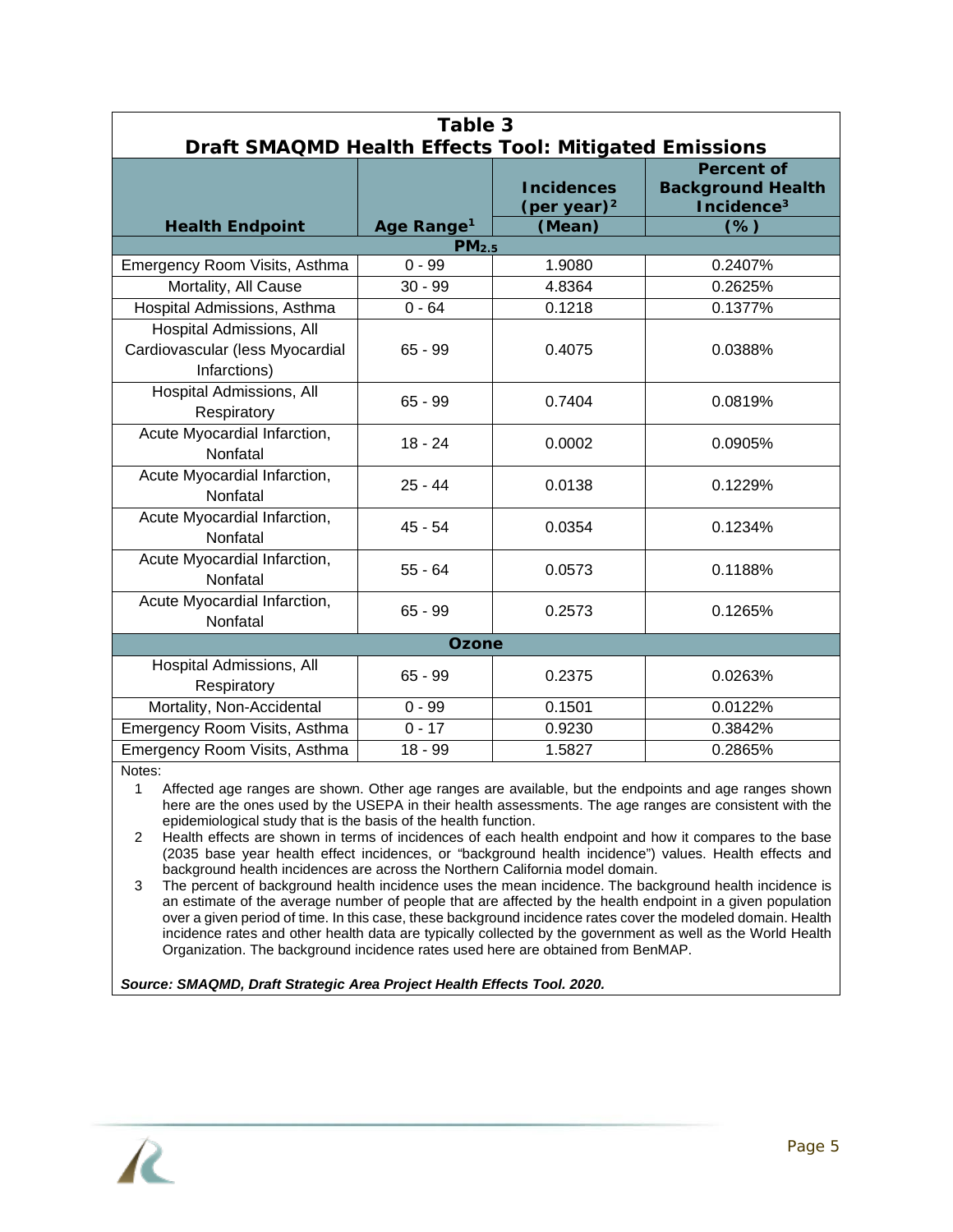**Table 3**
**Draft SMAQMD Health Effects Tool: Mitigated Emissions**

| Health Endpoint | Age Range[1] | Incidences (per year)[2] (Mean) | Percent of Background Health Incidence[3] (%) |
|---|---|---|---|
| **$PM_{2.5}$** | | | |
| Emergency Room Visits, Asthma | 0 - 99 | 1.9080 | 0.2407% |
| Mortality, All Cause | 30 - 99 | 4.8364 | 0.2625% |
| Hospital Admissions, Asthma | 0 - 64 | 0.1218 | 0.1377% |
| Hospital Admissions, All Cardiovascular (less Myocardial Infarctions) | 65 - 99 | 0.4075 | 0.0388% |
| Hospital Admissions, All Respiratory | 65 - 99 | 0.7404 | 0.0819% |
| Acute Myocardial Infarction, Nonfatal | 18 - 24 | 0.0002 | 0.0905% |
| Acute Myocardial Infarction, Nonfatal | 25 - 44 | 0.0138 | 0.1229% |
| Acute Myocardial Infarction, Nonfatal | 45 - 54 | 0.0354 | 0.1234% |
| Acute Myocardial Infarction, Nonfatal | 55 - 64 | 0.0573 | 0.1188% |
| Acute Myocardial Infarction, Nonfatal | 65 - 99 | 0.2573 | 0.1265% |
| **Ozone** | | | |
| Hospital Admissions, All Respiratory | 65 - 99 | 0.2375 | 0.0263% |
| Mortality, Non-Accidental | 0 - 99 | 0.1501 | 0.0122% |
| Emergency Room Visits, Asthma | 0 - 17 | 0.9230 | 0.3842% |
| Emergency Room Visits, Asthma | 18 - 99 | 1.5827 | 0.2865% |

Notes:

1. Affected age ranges are shown. Other age ranges are available, but the endpoints and age ranges shown here are the ones used by the USEPA in their health assessments. The age ranges are consistent with the epidemiological study that is the basis of the health function.
2. Health effects are shown in terms of incidences of each health endpoint and how it compares to the base (2035 base year health effect incidences, or "background health incidence") values. Health effects and background health incidences are across the Northern California model domain.
3. The percent of background health incidence uses the mean incidence. The background health incidence is an estimate of the average number of people that are affected by the health endpoint in a given population over a given period of time. In this case, these background incidence rates cover the modeled domain. Health incidence rates and other health data are typically collected by the government as well as the World Health Organization. The background incidence rates used here are obtained from BenMAP.

***Source: SMAQMD, Draft Strategic Area Project Health Effects Tool. 2020.***